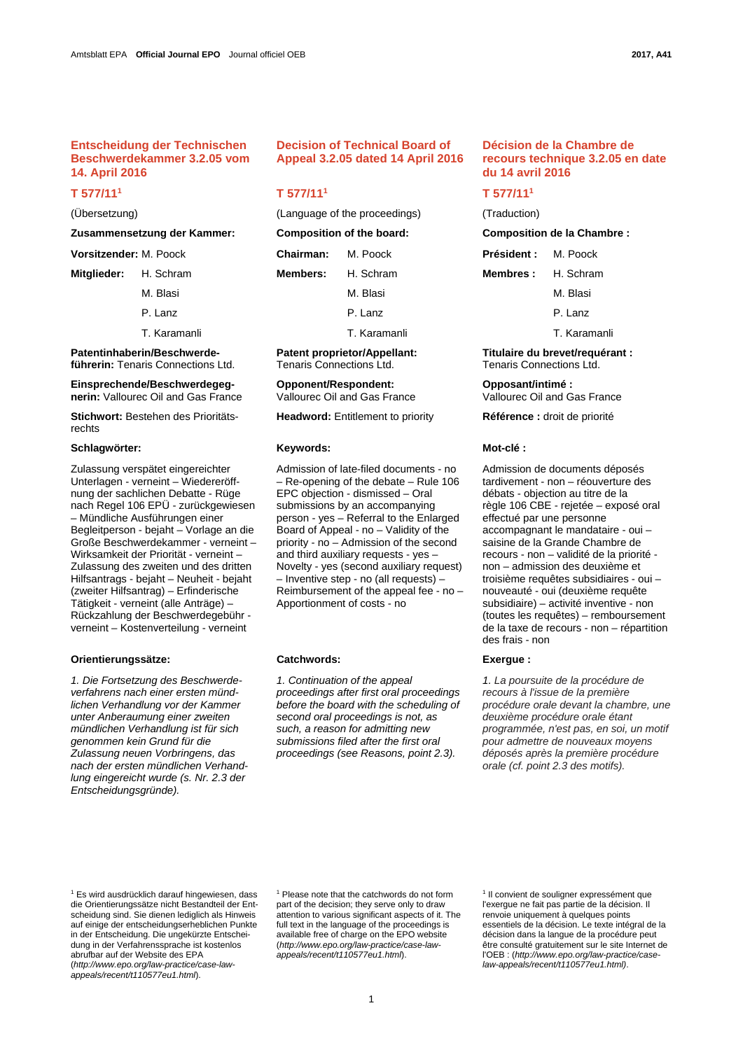# Entscheidung der Technischen Beschwerdekammer 3.2.05 vom 14. April 2016

## T 577/11[1]

(Übersetzung)

**Zusammensetzung der Kammer:**

**Vorsitzender:** M. Poock

**Mitglieder:** H. Schram, M. Blasi, P. Lanz, T. Karamanli

**Patentinhaberin/Beschwerdeführerin:** Tenaris Connections Ltd.

**Einsprechende/Beschwerdegegnerin:** Vallourec Oil and Gas France

**Stichwort:** Bestehen des Prioritätsrechts

**Schlagwörter:**

Zulassung verspätet eingereichter Unterlagen - verneint – Wiedereröffnung der sachlichen Debatte - Rüge nach Regel 106 EPÜ - zurückgewiesen – Mündliche Ausführungen einer Begleitperson - bejaht – Vorlage an die Große Beschwerdekammer - verneint – Wirksamkeit der Priorität - verneint – Zulassung des zweiten und des dritten Hilfsantrags - bejaht – Neuheit - bejaht (zweiter Hilfsantrag) – Erfinderische Tätigkeit - verneint (alle Anträge) – Rückzahlung der Beschwerdegebühr - verneint – Kostenverteilung - verneint

**Orientierungssätze:**

*1. Die Fortsetzung des Beschwerdeverfahrens nach einer ersten mündlichen Verhandlung vor der Kammer unter Anberaumung einer zweiten mündlichen Verhandlung ist für sich genommen kein Grund für die Zulassung neuen Vorbringens, das nach der ersten mündlichen Verhandlung eingereicht wurde (s. Nr. 2.3 der Entscheidungsgründe).*

[1] Es wird ausdrücklich darauf hingewiesen, dass die Orientierungssätze nicht Bestandteil der Entscheidung sind. Sie dienen lediglich als Hinweis auf einige der entscheidungserheblichen Punkte in der Entscheidung. Die ungekürzte Entscheidung in der Verfahrenssprache ist kostenlos abrufbar auf der Website des EPA (*http://www.epo.org/law-practice/case-law-appeals/recent/t110577eu1.html*).

# Decision of Technical Board of Appeal 3.2.05 dated 14 April 2016

## T 577/11[1]

(Language of the proceedings)

**Composition of the board:**

**Chairman:** M. Poock

**Members:** H. Schram, M. Blasi, P. Lanz, T. Karamanli

**Patent proprietor/Appellant:** Tenaris Connections Ltd.

**Opponent/Respondent:** Vallourec Oil and Gas France

**Headword:** Entitlement to priority

**Keywords:**

Admission of late-filed documents - no – Re-opening of the debate – Rule 106 EPC objection - dismissed – Oral submissions by an accompanying person - yes – Referral to the Enlarged Board of Appeal - no – Validity of the priority - no – Admission of the second and third auxiliary requests - yes – Novelty - yes (second auxiliary request) – Inventive step - no (all requests) – Reimbursement of the appeal fee - no – Apportionment of costs - no

**Catchwords:**

*1. Continuation of the appeal proceedings after first oral proceedings before the board with the scheduling of second oral proceedings is not, as such, a reason for admitting new submissions filed after the first oral proceedings (see Reasons, point 2.3).*

[1] Please note that the catchwords do not form part of the decision; they serve only to draw attention to various significant aspects of it. The full text in the language of the proceedings is available free of charge on the EPO website (*http://www.epo.org/law-practice/case-law-appeals/recent/t110577eu1.html*).

# Décision de la Chambre de recours technique 3.2.05 en date du 14 avril 2016

## T 577/11[1]

(Traduction)

**Composition de la Chambre :**

**Président :** M. Poock

**Membres :** H. Schram, M. Blasi, P. Lanz, T. Karamanli

**Titulaire du brevet/requérant :** Tenaris Connections Ltd.

**Opposant/intimé :** Vallourec Oil and Gas France

**Référence :** droit de priorité

**Mot-clé :**

Admission de documents déposés tardivement - non – réouverture des débats - objection au titre de la règle 106 CBE - rejetée – exposé oral effectué par une personne accompagnant le mandataire - oui – saisine de la Grande Chambre de recours - non – validité de la priorité - non – admission des deuxième et troisième requêtes subsidiaires - oui – nouveauté - oui (deuxième requête subsidiaire) – activité inventive - non (toutes les requêtes) – remboursement de la taxe de recours - non – répartition des frais - non

**Exergue :**

*1. La poursuite de la procédure de recours à l'issue de la première procédure orale devant la chambre, une deuxième procédure orale étant programmée, n'est pas, en soi, un motif pour admettre de nouveaux moyens déposés après la première procédure orale (cf. point 2.3 des motifs).*

[1] Il convient de souligner expressément que l'exergue ne fait pas partie de la décision. Il renvoie uniquement à quelques points essentiels de la décision. Le texte intégral de la décision dans la langue de la procédure peut être consulté gratuitement sur le site Internet de l'OEB : (*http://www.epo.org/law-practice/case-law-appeals/recent/t110577eu1.html*).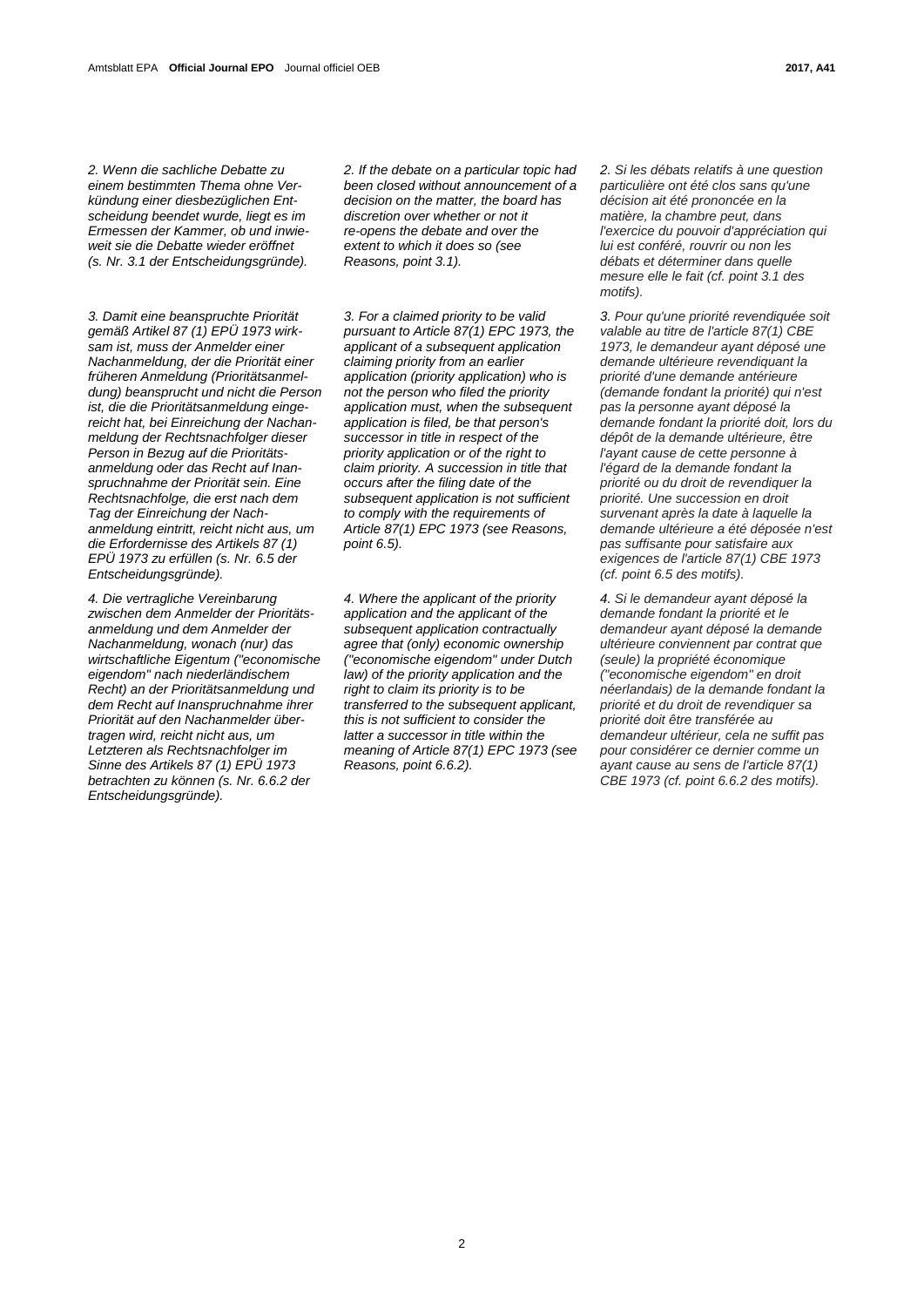*2. Wenn die sachliche Debatte zu einem bestimmten Thema ohne Verkündung einer diesbezüglichen Entscheidung beendet wurde, liegt es im Ermessen der Kammer, ob und inwieweit sie die Debatte wieder eröffnet (s. Nr. 3.1 der Entscheidungsgründe).*

*3. Damit eine beanspruchte Priorität gemäß Artikel 87 (1) EPÜ 1973 wirksam ist, muss der Anmelder einer Nachanmeldung, der die Priorität einer früheren Anmeldung (Prioritätsanmeldung) beansprucht und nicht die Person ist, die die Prioritätsanmeldung eingereicht hat, bei Einreichung der Nachanmeldung der Rechtsnachfolger dieser Person in Bezug auf die Prioritätsanmeldung oder das Recht auf Inanspruchnahme der Priorität sein. Eine Rechtsnachfolge, die erst nach dem Tag der Einreichung der Nachanmeldung eintritt, reicht nicht aus, um die Erfordernisse des Artikels 87 (1) EPÜ 1973 zu erfüllen (s. Nr. 6.5 der Entscheidungsgründe).*

*4. Die vertragliche Vereinbarung zwischen dem Anmelder der Prioritätsanmeldung und dem Anmelder der Nachanmeldung, wonach (nur) das wirtschaftliche Eigentum ("economische eigendom" nach niederländischem Recht) an der Prioritätsanmeldung und dem Recht auf Inanspruchnahme ihrer Priorität auf den Nachanmelder übertragen wird, reicht nicht aus, um den Letzteren als Rechtsnachfolger im Sinne des Artikels 87 (1) EPÜ 1973 betrachten zu können (s. Nr. 6.6.2 der Entscheidungsgründe).*

*2. If the debate on a particular topic had been closed without announcement of a decision on the matter, the board has discretion over whether or not it re-opens the debate and over the extent to which it does so (see Reasons, point 3.1).*

*3. For a claimed priority to be valid pursuant to Article 87(1) EPC 1973, the applicant of a subsequent application claiming priority from an earlier application (priority application) who is not the person who filed the priority application must, when the subsequent application is filed, be that person's successor in title in respect of the priority application or of the right to claim priority. A succession in title that occurs after the filing date of the subsequent application is not sufficient to comply with the requirements of Article 87(1) EPC 1973 (see Reasons, point 6.5).*

*4. Where the applicant of the priority application and the applicant of the subsequent application contractually agree that (only) economic ownership ("economische eigendom" under Dutch law) of the priority application and the right to claim its priority is to be transferred to the subsequent applicant, this is not sufficient to consider the latter a successor in title within the meaning of Article 87(1) EPC 1973 (see Reasons, point 6.6.2).*

*2. Si les débats relatifs à une question particulière ont été clos sans qu'une décision ait été prononcée en la matière, la chambre peut, dans l'exercice du pouvoir d'appréciation qui lui est conféré, rouvrir ou non les débats et déterminer dans quelle mesure elle le fait (cf. point 3.1 des motifs).*

*3. Pour qu'une priorité revendiquée soit valable au titre de l'article 87(1) CBE 1973, le demandeur ayant déposé une demande ultérieure revendiquant la priorité d'une demande antérieure (demande fondant la priorité) qui n'est pas la personne ayant déposé la demande fondant la priorité doit, lors du dépôt de la demande ultérieure, être l'ayant cause de cette personne à l'égard de la demande fondant la priorité ou du droit de revendiquer la priorité. Une succession en droit survenant après la date à laquelle la demande ultérieure a été déposée n'est pas suffisante pour satisfaire aux exigences de l'article 87(1) CBE 1973 (cf. point 6.5 des motifs).*

*4. Si le demandeur ayant déposé la demande fondant la priorité et le demandeur ayant déposé la demande ultérieure conviennent par contrat que (seule) la propriété économique ("economische eigendom" en droit néerlandais) de la demande fondant la priorité et du droit de revendiquer sa priorité doit être transférée au demandeur ultérieur, cela ne suffit pas pour considérer ce dernier comme un ayant cause au sens de l'article 87(1) CBE 1973 (cf. point 6.6.2 des motifs).*